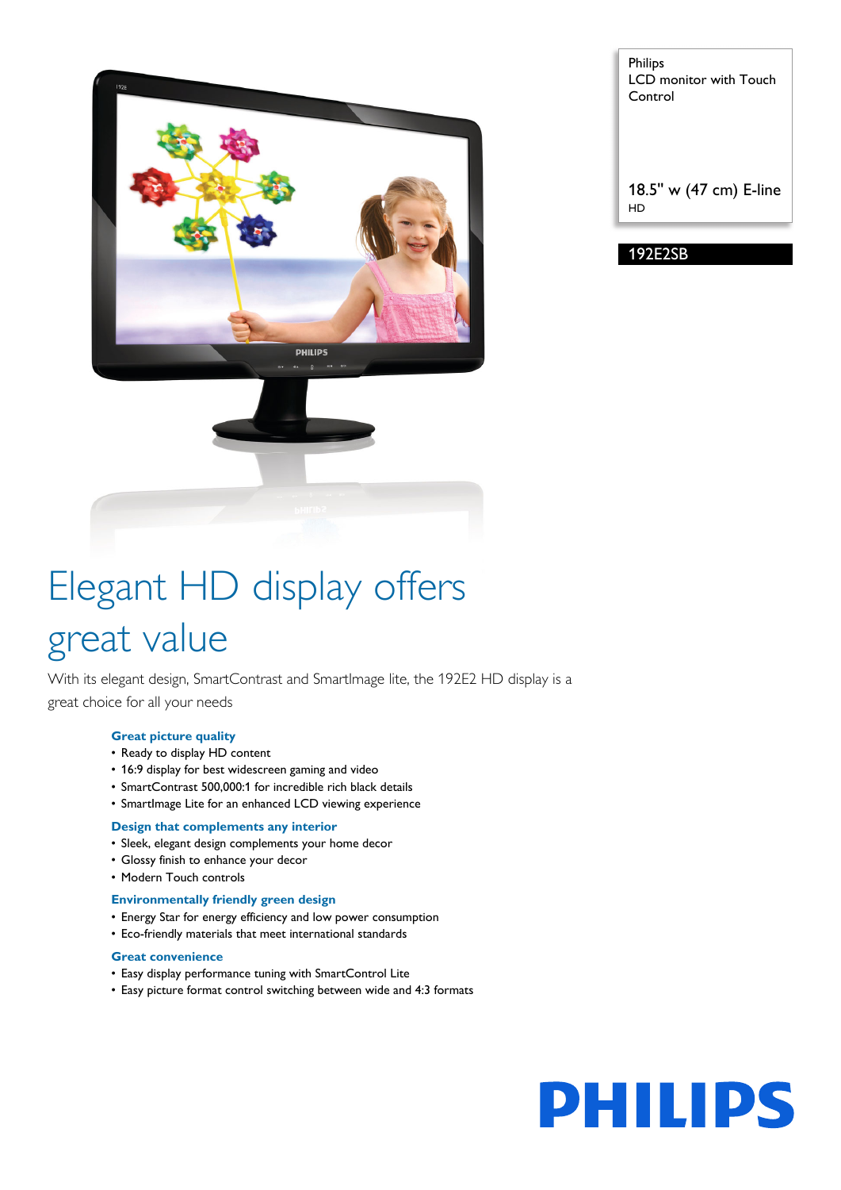Philips
LCD monitor with Touch Control

18.5" w (47 cm) E-line
HD

192E2SB

# Elegant HD display offers great value

With its elegant design, SmartContrast and SmartImage lite, the 192E2 HD display is a great choice for all your needs

### Great picture quality

- Ready to display HD content
- 16:9 display for best widescreen gaming and video
- SmartContrast 500,000:1 for incredible rich black details
- SmartImage Lite for an enhanced LCD viewing experience

### Design that complements any interior

- Sleek, elegant design complements your home decor
- Glossy finish to enhance your decor
- Modern Touch controls

### Environmentally friendly green design

- Energy Star for energy efficiency and low power consumption
- Eco-friendly materials that meet international standards

### Great convenience

- Easy display performance tuning with SmartControl Lite
- Easy picture format control switching between wide and 4:3 formats

PHILIPS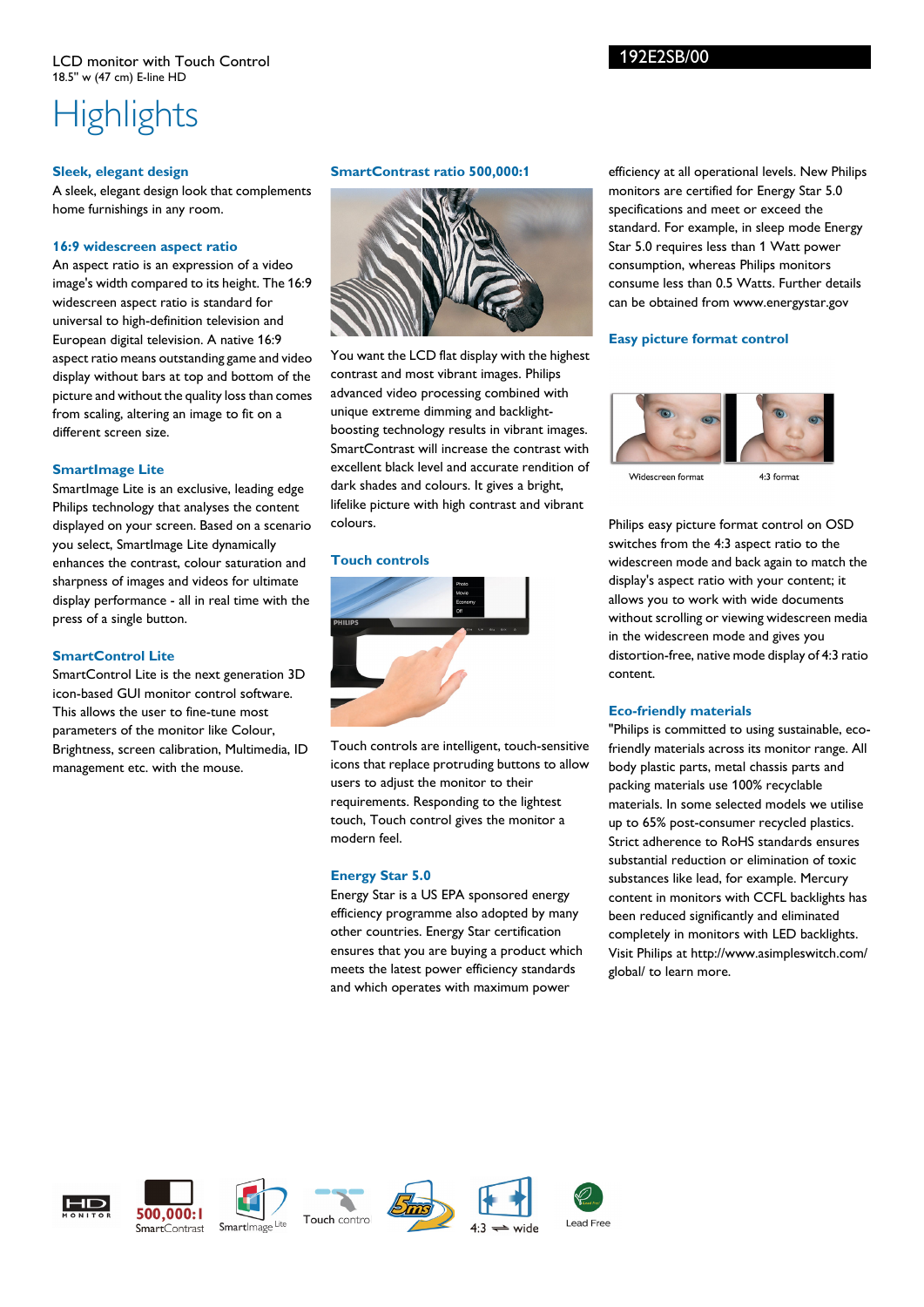LCD monitor with Touch Control
18.5" w (47 cm) E-line HD

192E2SB/00

# Highlights

### Sleek, elegant design

A sleek, elegant design look that complements home furnishings in any room.

### 16:9 widescreen aspect ratio

An aspect ratio is an expression of a video image's width compared to its height. The 16:9 widescreen aspect ratio is standard for universal to high-definition television and European digital television. A native 16:9 aspect ratio means outstanding game and video display without bars at top and bottom of the picture and without the quality loss than comes from scaling, altering an image to fit on a different screen size.

### SmartImage Lite

SmartImage Lite is an exclusive, leading edge Philips technology that analyses the content displayed on your screen. Based on a scenario you select, SmartImage Lite dynamically enhances the contrast, colour saturation and sharpness of images and videos for ultimate display performance - all in real time with the press of a single button.

### SmartControl Lite

SmartControl Lite is the next generation 3D icon-based GUI monitor control software. This allows the user to fine-tune most parameters of the monitor like Colour, Brightness, screen calibration, Multimedia, ID management etc. with the mouse.

### SmartContrast ratio 500,000:1

You want the LCD flat display with the highest contrast and most vibrant images. Philips advanced video processing combined with unique extreme dimming and backlight-boosting technology results in vibrant images. SmartContrast will increase the contrast with excellent black level and accurate rendition of dark shades and colours. It gives a bright, lifelike picture with high contrast and vibrant colours.

### Touch controls

Touch controls are intelligent, touch-sensitive icons that replace protruding buttons to allow users to adjust the monitor to their requirements. Responding to the lightest touch, Touch control gives the monitor a modern feel.

### Energy Star 5.0

Energy Star is a US EPA sponsored energy efficiency programme also adopted by many other countries. Energy Star certification ensures that you are buying a product which meets the latest power efficiency standards and which operates with maximum power efficiency at all operational levels. New Philips monitors are certified for Energy Star 5.0 specifications and meet or exceed the standard. For example, in sleep mode Energy Star 5.0 requires less than 1 Watt power consumption, whereas Philips monitors consume less than 0.5 Watts. Further details can be obtained from www.energystar.gov

### Easy picture format control

Widescreen format 4:3 format

Philips easy picture format control on OSD switches from the 4:3 aspect ratio to the widescreen mode and back again to match the display's aspect ratio with your content; it allows you to work with wide documents without scrolling or viewing widescreen media in the widescreen mode and gives you distortion-free, native mode display of 4:3 ratio content.

### Eco-friendly materials

"Philips is committed to using sustainable, eco-friendly materials across its monitor range. All body plastic parts, metal chassis parts and packing materials use 100% recyclable materials. In some selected models we utilise up to 65% post-consumer recycled plastics. Strict adherence to RoHS standards ensures substantial reduction or elimination of toxic substances like lead, for example. Mercury content in monitors with CCFL backlights has been reduced significantly and eliminated completely in monitors with LED backlights. Visit Philips at http://www.asimpleswitch.com/global/ to learn more.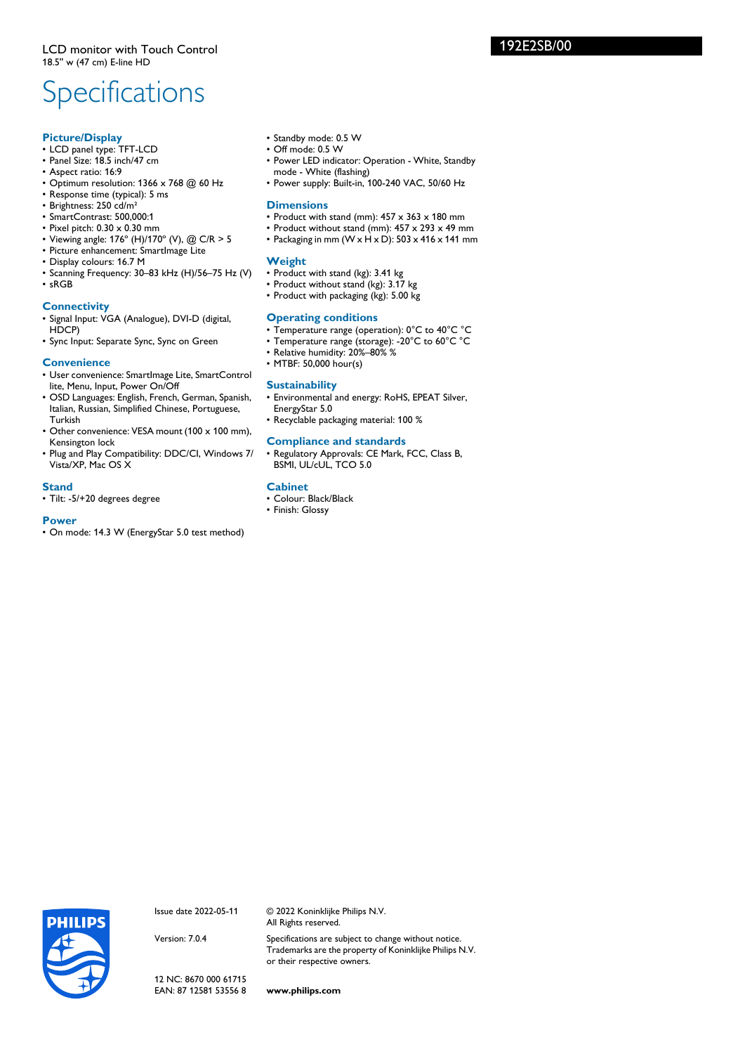LCD monitor with Touch Control
18.5" w (47 cm) E-line HD

192E2SB/00

# Specifications

## Picture/Display

- LCD panel type: TFT-LCD
- Panel Size: 18.5 inch/47 cm
- Aspect ratio: 16:9
- Optimum resolution: 1366 x 768 @ 60 Hz
- Response time (typical): 5 ms
- Brightness: 250 cd/m²
- SmartContrast: 500,000:1
- Pixel pitch: 0.30 x 0.30 mm
- Viewing angle: 176º (H)/170º (V), @ C/R > 5
- Picture enhancement: SmartImage Lite
- Display colours: 16.7 M
- Scanning Frequency: 30–83 kHz (H)/56–75 Hz (V)
- sRGB

## Connectivity

- Signal Input: VGA (Analogue), DVI-D (digital, HDCP)
- Sync Input: Separate Sync, Sync on Green

## Convenience

- User convenience: SmartImage Lite, SmartControl lite, Menu, Input, Power On/Off
- OSD Languages: English, French, German, Spanish, Italian, Russian, Simplified Chinese, Portuguese, Turkish
- Other convenience: VESA mount (100 x 100 mm), Kensington lock
- Plug and Play Compatibility: DDC/CI, Windows 7/ Vista/XP, Mac OS X

## Stand

- Tilt: -5/+20 degrees degree

## Power

- On mode: 14.3 W (EnergyStar 5.0 test method)
- Standby mode: 0.5 W
- Off mode: 0.5 W
- Power LED indicator: Operation - White, Standby mode - White (flashing)
- Power supply: Built-in, 100-240 VAC, 50/60 Hz

## Dimensions

- Product with stand (mm): 457 x 363 x 180 mm
- Product without stand (mm): 457 x 293 x 49 mm
- Packaging in mm (W x H x D): 503 x 416 x 141 mm

## Weight

- Product with stand (kg): 3.41 kg
- Product without stand (kg): 3.17 kg
- Product with packaging (kg): 5.00 kg

## Operating conditions

- Temperature range (operation): 0°C to 40°C °C
- Temperature range (storage): -20°C to 60°C °C
- Relative humidity: 20%–80% %
- MTBF: 50,000 hour(s)

## Sustainability

- Environmental and energy: RoHS, EPEAT Silver, EnergyStar 5.0
- Recyclable packaging material: 100 %

## Compliance and standards

- Regulatory Approvals: CE Mark, FCC, Class B, BSMI, UL/cUL, TCO 5.0

## Cabinet

- Colour: Black/Black
- Finish: Glossy

Issue date 2022-05-11

Version: 7.0.4

12 NC: 8670 000 61715
EAN: 87 12581 53556 8

© 2022 Koninklijke Philips N.V.
All Rights reserved.

Specifications are subject to change without notice. Trademarks are the property of Koninklijke Philips N.V. or their respective owners.

**www.philips.com**